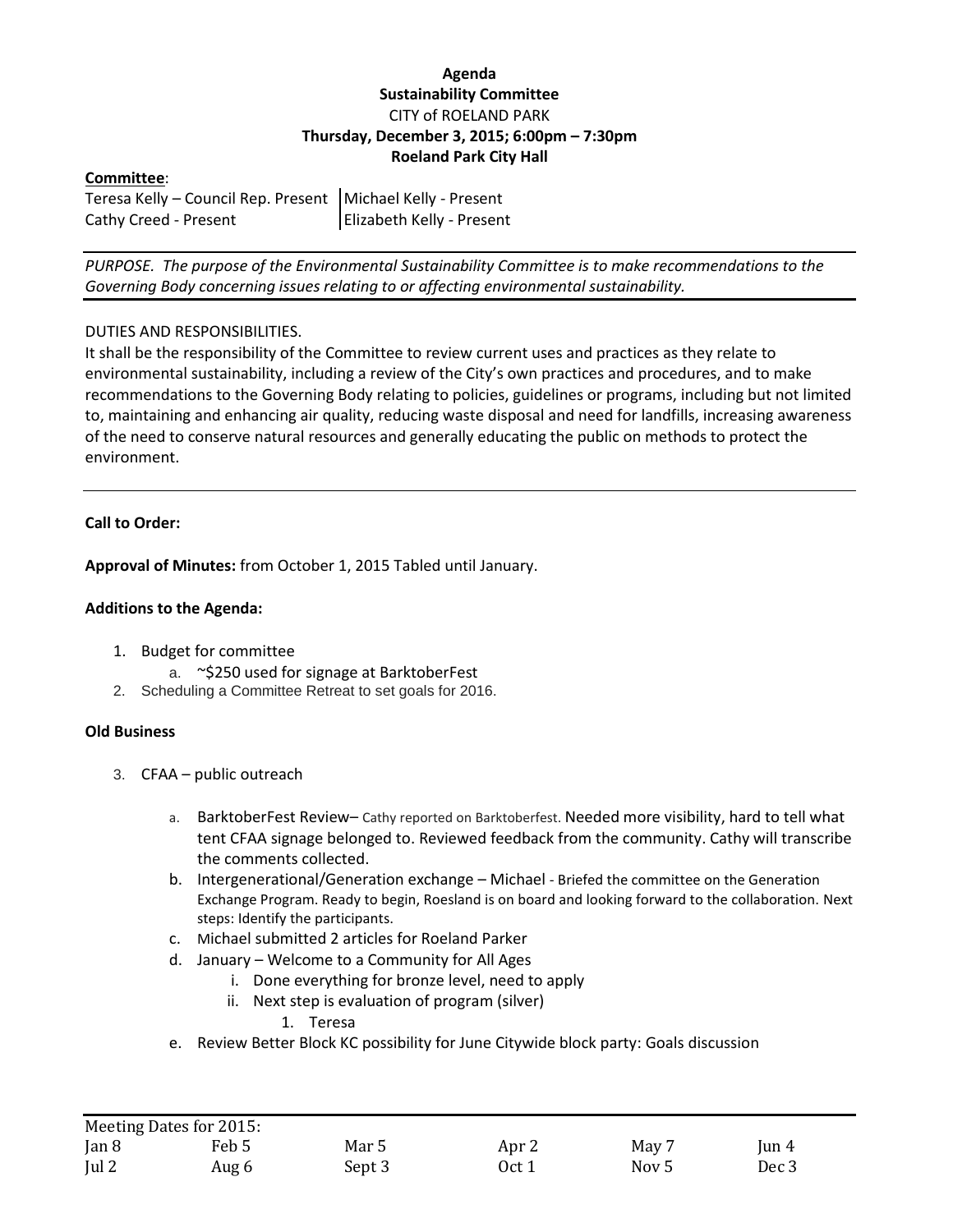**Agenda**
**Sustainability Committee**
CITY of ROELAND PARK
**Thursday, December 3, 2015; 6:00pm – 7:30pm**
**Roeland Park City Hall**

**Committee**:

| | |
|---|---|
| Teresa Kelly – Council Rep. Present | Michael Kelly - Present |
| Cathy Creed - Present | Elizabeth Kelly - Present |

*PURPOSE. The purpose of the Environmental Sustainability Committee is to make recommendations to the Governing Body concerning issues relating to or affecting environmental sustainability.*

DUTIES AND RESPONSIBILITIES.
It shall be the responsibility of the Committee to review current uses and practices as they relate to environmental sustainability, including a review of the City's own practices and procedures, and to make recommendations to the Governing Body relating to policies, guidelines or programs, including but not limited to, maintaining and enhancing air quality, reducing waste disposal and need for landfills, increasing awareness of the need to conserve natural resources and generally educating the public on methods to protect the environment.

---

**Call to Order:**

**Approval of Minutes:** from October 1, 2015 Tabled until January.

**Additions to the Agenda:**

1. Budget for committee
   a. ~$250 used for signage at BarktoberFest
2. Scheduling a Committee Retreat to set goals for 2016.

**Old Business**

3. CFAA – public outreach
   a. BarktoberFest Review– Cathy reported on Barktoberfest. Needed more visibility, hard to tell what tent CFAA signage belonged to. Reviewed feedback from the community. Cathy will transcribe the comments collected.
   b. Intergenerational/Generation exchange – Michael - Briefed the committee on the Generation Exchange Program. Ready to begin, Roesland is on board and looking forward to the collaboration. Next steps: Identify the participants.
   c. Michael submitted 2 articles for Roeland Parker
   d. January – Welcome to a Community for All Ages
      i. Done everything for bronze level, need to apply
      ii. Next step is evaluation of program (silver)
         1. Teresa
   e. Review Better Block KC possibility for June Citywide block party: Goals discussion

| Meeting Dates for 2015: | | | | | |
|---|---|---|---|---|---|
| Jan 8 | Feb 5 | Mar 5 | Apr 2 | May 7 | Jun 4 |
| Jul 2 | Aug 6 | Sept 3 | Oct 1 | Nov 5 | Dec 3 |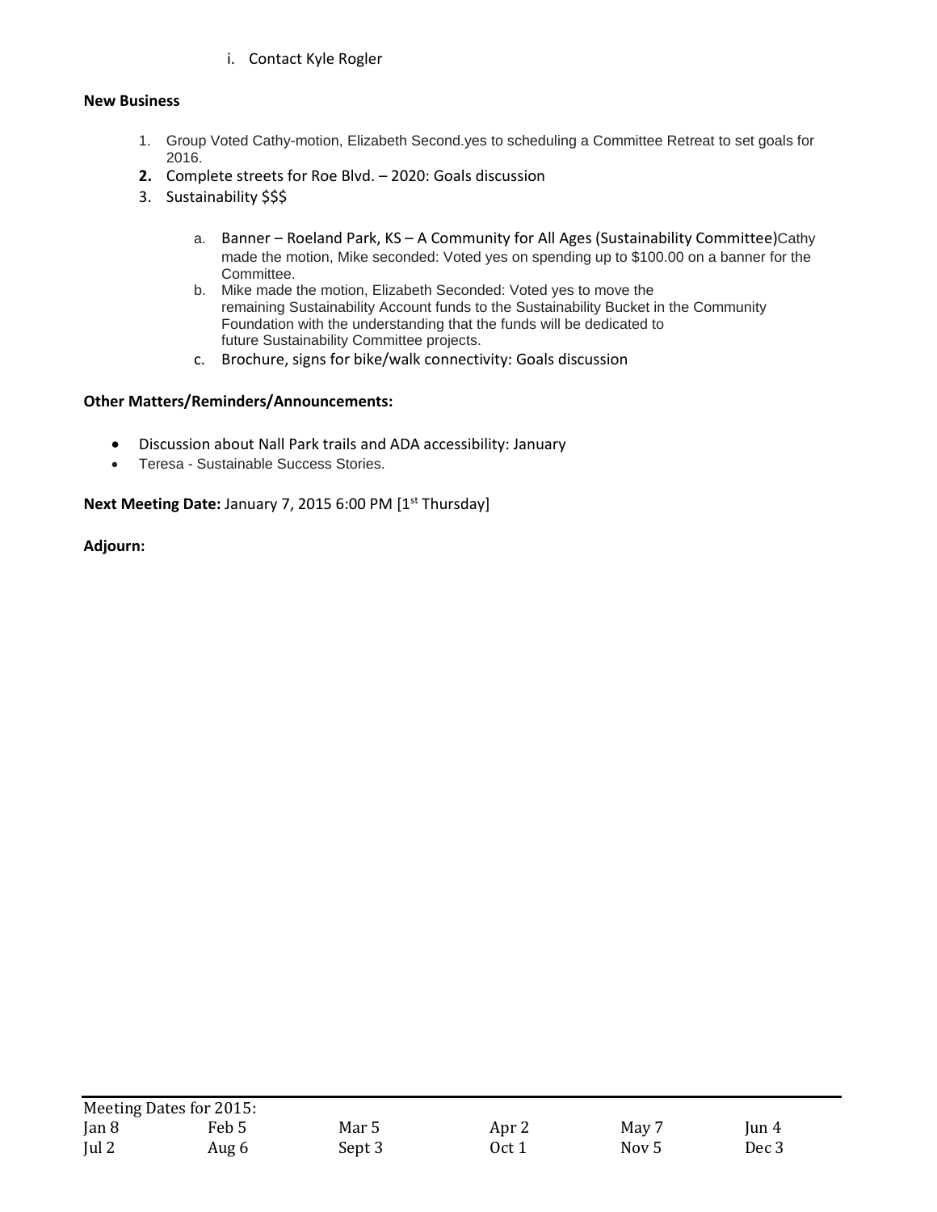i. Contact Kyle Rogler

**New Business**

1. Group Voted Cathy-motion, Elizabeth Second.yes to scheduling a Committee Retreat to set goals for 2016.
2. Complete streets for Roe Blvd. – 2020: Goals discussion
3. Sustainability $$$

   a. Banner – Roeland Park, KS – A Community for All Ages (Sustainability Committee)Cathy made the motion, Mike seconded: Voted yes on spending up to $100.00 on a banner for the Committee.
   b. Mike made the motion, Elizabeth Seconded: Voted yes to move the remaining Sustainability Account funds to the Sustainability Bucket in the Community Foundation with the understanding that the funds will be dedicated to future Sustainability Committee projects.
   c. Brochure, signs for bike/walk connectivity: Goals discussion

**Other Matters/Reminders/Announcements:**

- Discussion about Nall Park trails and ADA accessibility: January
- Teresa - Sustainable Success Stories.

**Next Meeting Date:** January 7, 2015 6:00 PM [1st Thursday]

**Adjourn:**

Meeting Dates for 2015:

| | | | | | |
|---|---|---|---|---|---|
| Jan 8 | Feb 5 | Mar 5 | Apr 2 | May 7 | Jun 4 |
| Jul 2 | Aug 6 | Sept 3 | Oct 1 | Nov 5 | Dec 3 |